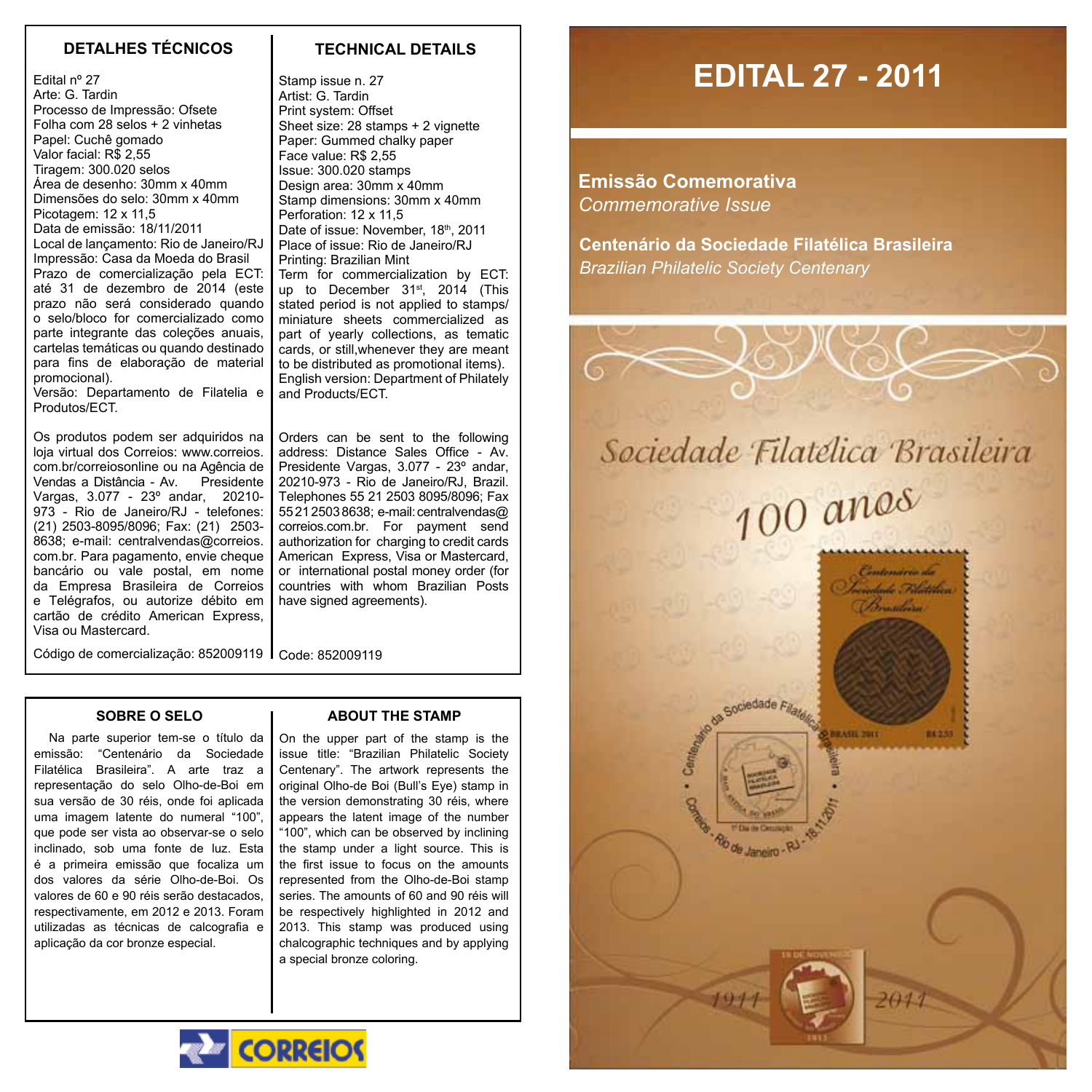# EDITAL 27 - 2011

**Emissão Comemorativa**
*Commemorative Issue*

**Centenário da Sociedade Filatélica Brasileira**
*Brazilian Philatelic Society Centenary*

## DETALHES TÉCNICOS

Edital nº 27
Arte: G. Tardin
Processo de Impressão: Ofsete
Folha com 28 selos + 2 vinhetas
Papel: Cuchê gomado
Valor facial: R$ 2,55
Tiragem: 300.020 selos
Área de desenho: 30mm x 40mm
Dimensões do selo: 30mm x 40mm
Picotagem: 12 x 11,5
Data de emissão: 18/11/2011
Local de lançamento: Rio de Janeiro/RJ
Impressão: Casa da Moeda do Brasil
Prazo de comercialização pela ECT: até 31 de dezembro de 2014 (este prazo não será considerado quando o selo/bloco for comercializado como parte integrante das coleções anuais, cartelas temáticas ou quando destinado para fins de elaboração de material promocional).
Versão: Departamento de Filatelia e Produtos/ECT.

Os produtos podem ser adquiridos na loja virtual dos Correios: www.correios.com.br/correiosonline ou na Agência de Vendas a Distância - Av. Presidente Vargas, 3.077 - 23º andar, 20210-973 - Rio de Janeiro/RJ - telefones: (21) 2503-8095/8096; Fax: (21) 2503-8638; e-mail: centralvendas@correios.com.br. Para pagamento, envie cheque bancário ou vale postal, em nome da Empresa Brasileira de Correios e Telégrafos, ou autorize débito em cartão de crédito American Express, Visa ou Mastercard.

Código de comercialização: 852009119

## TECHNICAL DETAILS

Stamp issue n. 27
Artist: G. Tardin
Print system: Offset
Sheet size: 28 stamps + 2 vignette
Paper: Gummed chalky paper
Face value: R$ 2,55
Issue: 300.020 stamps
Design area: 30mm x 40mm
Stamp dimensions: 30mm x 40mm
Perforation: 12 x 11,5
Date of issue: November, 18th, 2011
Place of issue: Rio de Janeiro/RJ
Printing: Brazilian Mint
Term for commercialization by ECT: up to December 31st, 2014 (This stated period is not applied to stamps/miniature sheets commercialized as part of yearly collections, as tematic cards, or still, whenever they are meant to be distributed as promotional items).
English version: Department of Philately and Products/ECT.

Orders can be sent to the following address: Distance Sales Office - Av. Presidente Vargas, 3.077 - 23º andar, 20210-973 - Rio de Janeiro/RJ, Brazil. Telephones 55 21 2503 8095/8096; Fax 55 21 2503 8638; e-mail: centralvendas@correios.com.br. For payment send authorization for charging to credit cards American Express, Visa or Mastercard, or international postal money order (for countries with whom Brazilian Posts have signed agreements).

Code: 852009119

## SOBRE O SELO

Na parte superior tem-se o título da emissão: "Centenário da Sociedade Filatélica Brasileira". A arte traz a representação do selo Olho-de-Boi em sua versão de 30 réis, onde foi aplicada uma imagem latente do numeral "100", que pode ser vista ao observar-se o selo inclinado, sob uma fonte de luz. Esta é a primeira emissão que focaliza um dos valores da série Olho-de-Boi. Os valores de 60 e 90 réis serão destacados, respectivamente, em 2012 e 2013. Foram utilizadas as técnicas de calcografia e aplicação da cor bronze especial.

## ABOUT THE STAMP

On the upper part of the stamp is the issue title: "Brazilian Philatelic Society Centenary". The artwork represents the original Olho-de Boi (Bull's Eye) stamp in the version demonstrating 30 réis, where appears the latent image of the number "100", which can be observed by inclining the stamp under a light source. This is the first issue to focus on the amounts represented from the Olho-de-Boi stamp series. The amounts of 60 and 90 réis will be respectively highlighted in 2012 and 2013. This stamp was produced using chalcographic techniques and by applying a special bronze coloring.

CORREIOS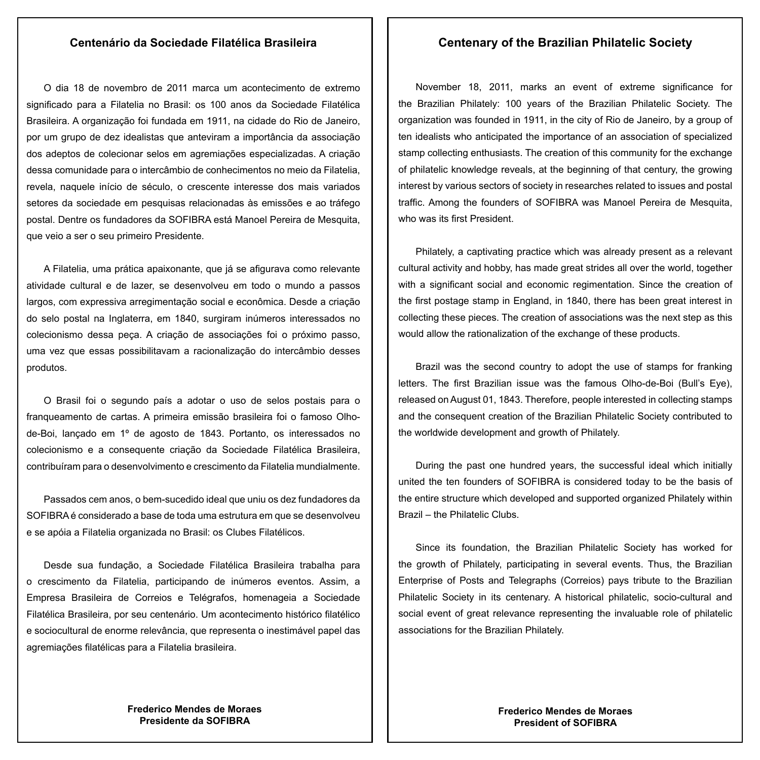## Centenário da Sociedade Filatélica Brasileira

O dia 18 de novembro de 2011 marca um acontecimento de extremo significado para a Filatelia no Brasil: os 100 anos da Sociedade Filatélica Brasileira. A organização foi fundada em 1911, na cidade do Rio de Janeiro, por um grupo de dez idealistas que anteviram a importância da associação dos adeptos de colecionar selos em agremiações especializadas. A criação dessa comunidade para o intercâmbio de conhecimentos no meio da Filatelia, revela, naquele início de século, o crescente interesse dos mais variados setores da sociedade em pesquisas relacionadas às emissões e ao tráfego postal. Dentre os fundadores da SOFIBRA está Manoel Pereira de Mesquita, que veio a ser o seu primeiro Presidente.

A Filatelia, uma prática apaixonante, que já se afigurava como relevante atividade cultural e de lazer, se desenvolveu em todo o mundo a passos largos, com expressiva arregimentação social e econômica. Desde a criação do selo postal na Inglaterra, em 1840, surgiram inúmeros interessados no colecionismo dessa peça. A criação de associações foi o próximo passo, uma vez que essas possibilitavam a racionalização do intercâmbio desses produtos.

O Brasil foi o segundo país a adotar o uso de selos postais para o franqueamento de cartas. A primeira emissão brasileira foi o famoso Olho-de-Boi, lançado em 1º de agosto de 1843. Portanto, os interessados no colecionismo e a consequente criação da Sociedade Filatélica Brasileira, contribuíram para o desenvolvimento e crescimento da Filatelia mundialmente.

Passados cem anos, o bem-sucedido ideal que uniu os dez fundadores da SOFIBRA é considerado a base de toda uma estrutura em que se desenvolveu e se apóia a Filatelia organizada no Brasil: os Clubes Filatélicos.

Desde sua fundação, a Sociedade Filatélica Brasileira trabalha para o crescimento da Filatelia, participando de inúmeros eventos. Assim, a Empresa Brasileira de Correios e Telégrafos, homenageia a Sociedade Filatélica Brasileira, por seu centenário. Um acontecimento histórico filatélico e sociocultural de enorme relevância, que representa o inestimável papel das agremiações filatélicas para a Filatelia brasileira.

**Frederico Mendes de Moraes**
**Presidente da SOFIBRA**

## Centenary of the Brazilian Philatelic Society

November 18, 2011, marks an event of extreme significance for the Brazilian Philately: 100 years of the Brazilian Philatelic Society. The organization was founded in 1911, in the city of Rio de Janeiro, by a group of ten idealists who anticipated the importance of an association of specialized stamp collecting enthusiasts. The creation of this community for the exchange of philatelic knowledge reveals, at the beginning of that century, the growing interest by various sectors of society in researches related to issues and postal traffic. Among the founders of SOFIBRA was Manoel Pereira de Mesquita, who was its first President.

Philately, a captivating practice which was already present as a relevant cultural activity and hobby, has made great strides all over the world, together with a significant social and economic regimentation. Since the creation of the first postage stamp in England, in 1840, there has been great interest in collecting these pieces. The creation of associations was the next step as this would allow the rationalization of the exchange of these products.

Brazil was the second country to adopt the use of stamps for franking letters. The first Brazilian issue was the famous Olho-de-Boi (Bull's Eye), released on August 01, 1843. Therefore, people interested in collecting stamps and the consequent creation of the Brazilian Philatelic Society contributed to the worldwide development and growth of Philately.

During the past one hundred years, the successful ideal which initially united the ten founders of SOFIBRA is considered today to be the basis of the entire structure which developed and supported organized Philately within Brazil – the Philatelic Clubs.

Since its foundation, the Brazilian Philatelic Society has worked for the growth of Philately, participating in several events. Thus, the Brazilian Enterprise of Posts and Telegraphs (Correios) pays tribute to the Brazilian Philatelic Society in its centenary. A historical philatelic, socio-cultural and social event of great relevance representing the invaluable role of philatelic associations for the Brazilian Philately.

**Frederico Mendes de Moraes**
**President of SOFIBRA**